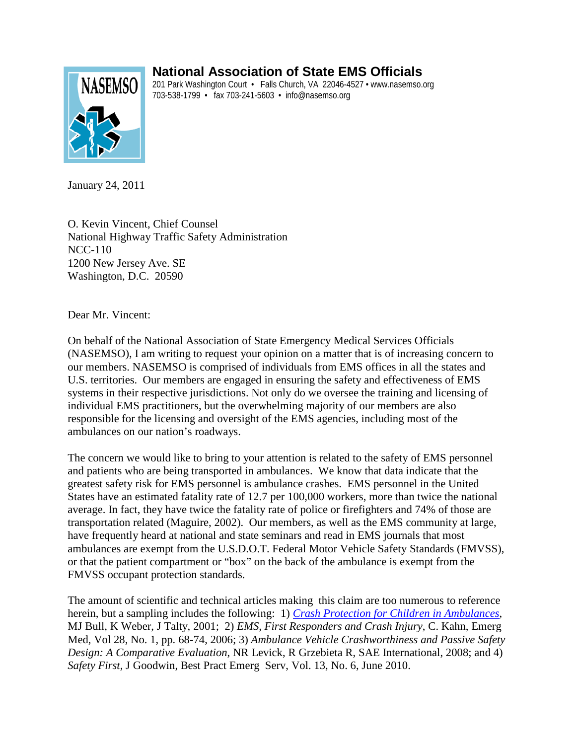# National Association of State EMS Officials

201 Park Washington Court • Falls Church, VA 22046-4527 • www.nasemso.org
703-538-1799 • fax 703-241-5603 • info@nasemso.org

January 24, 2011

O. Kevin Vincent, Chief Counsel
National Highway Traffic Safety Administration
NCC-110
1200 New Jersey Ave. SE
Washington, D.C. 20590

Dear Mr. Vincent:

On behalf of the National Association of State Emergency Medical Services Officials (NASEMSO), I am writing to request your opinion on a matter that is of increasing concern to our members. NASEMSO is comprised of individuals from EMS offices in all the states and U.S. territories. Our members are engaged in ensuring the safety and effectiveness of EMS systems in their respective jurisdictions. Not only do we oversee the training and licensing of individual EMS practitioners, but the overwhelming majority of our members are also responsible for the licensing and oversight of the EMS agencies, including most of the ambulances on our nation's roadways.

The concern we would like to bring to your attention is related to the safety of EMS personnel and patients who are being transported in ambulances. We know that data indicate that the greatest safety risk for EMS personnel is ambulance crashes. EMS personnel in the United States have an estimated fatality rate of 12.7 per 100,000 workers, more than twice the national average. In fact, they have twice the fatality rate of police or firefighters and 74% of those are transportation related (Maguire, 2002). Our members, as well as the EMS community at large, have frequently heard at national and state seminars and read in EMS journals that most ambulances are exempt from the U.S.D.O.T. Federal Motor Vehicle Safety Standards (FMVSS), or that the patient compartment or "box" on the back of the ambulance is exempt from the FMVSS occupant protection standards.

The amount of scientific and technical articles making this claim are too numerous to reference herein, but a sampling includes the following: 1) *Crash Protection for Children in Ambulances*, MJ Bull, K Weber, J Talty, 2001; 2) *EMS, First Responders and Crash Injury*, C. Kahn, Emerg Med, Vol 28, No. 1, pp. 68-74, 2006; 3) *Ambulance Vehicle Crashworthiness and Passive Safety Design: A Comparative Evaluation*, NR Levick, R Grzebieta R, SAE International, 2008; and 4) *Safety First,* J Goodwin, Best Pract Emerg Serv, Vol. 13, No. 6, June 2010.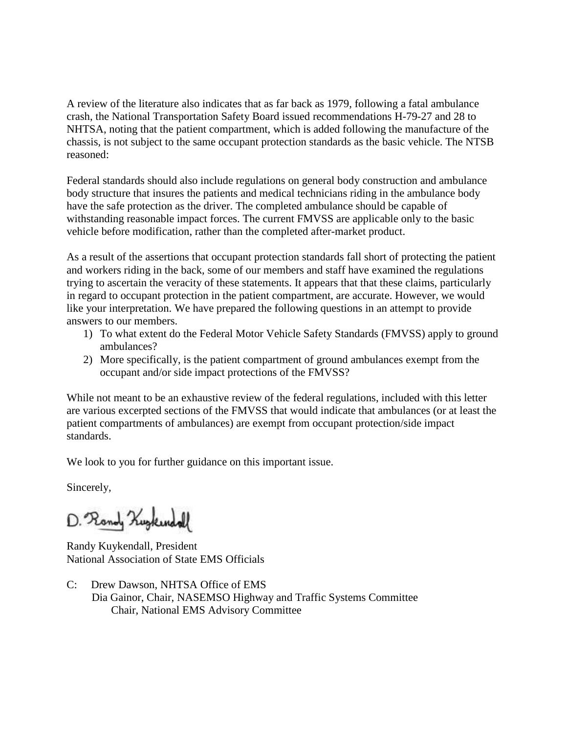A review of the literature also indicates that as far back as 1979, following a fatal ambulance crash, the National Transportation Safety Board issued recommendations H-79-27 and 28 to NHTSA, noting that the patient compartment, which is added following the manufacture of the chassis, is not subject to the same occupant protection standards as the basic vehicle. The NTSB reasoned:

Federal standards should also include regulations on general body construction and ambulance body structure that insures the patients and medical technicians riding in the ambulance body have the safe protection as the driver. The completed ambulance should be capable of withstanding reasonable impact forces. The current FMVSS are applicable only to the basic vehicle before modification, rather than the completed after-market product.

As a result of the assertions that occupant protection standards fall short of protecting the patient and workers riding in the back, some of our members and staff have examined the regulations trying to ascertain the veracity of these statements. It appears that that these claims, particularly in regard to occupant protection in the patient compartment, are accurate. However, we would like your interpretation. We have prepared the following questions in an attempt to provide answers to our members.

1) To what extent do the Federal Motor Vehicle Safety Standards (FMVSS) apply to ground ambulances?
2) More specifically, is the patient compartment of ground ambulances exempt from the occupant and/or side impact protections of the FMVSS?

While not meant to be an exhaustive review of the federal regulations, included with this letter are various excerpted sections of the FMVSS that would indicate that ambulances (or at least the patient compartments of ambulances) are exempt from occupant protection/side impact standards.

We look to you for further guidance on this important issue.

Sincerely,

D. Randy Kuykendall

Randy Kuykendall, President
National Association of State EMS Officials

C: Drew Dawson, NHTSA Office of EMS
Dia Gainor, Chair, NASEMSO Highway and Traffic Systems Committee
Chair, National EMS Advisory Committee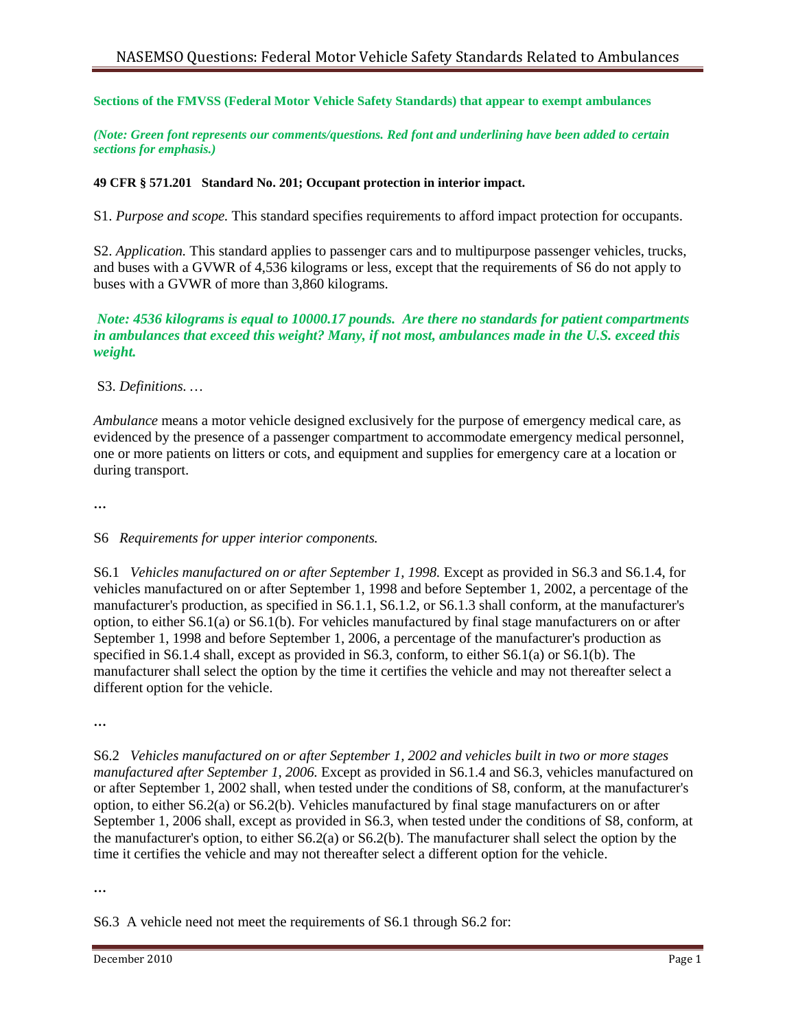**Sections of the FMVSS (Federal Motor Vehicle Safety Standards) that appear to exempt ambulances**

***(Note: Green font represents our comments/questions. Red font and underlining have been added to certain sections for emphasis.)***

**49 CFR § 571.201 Standard No. 201; Occupant protection in interior impact.**

S1. *Purpose and scope.* This standard specifies requirements to afford impact protection for occupants.

S2. *Application.* This standard applies to passenger cars and to multipurpose passenger vehicles, trucks, and buses with a GVWR of 4,536 kilograms or less, except that the requirements of S6 do not apply to buses with a GVWR of more than 3,860 kilograms.

***Note: 4536 kilograms is equal to 10000.17 pounds. Are there no standards for patient compartments in ambulances that exceed this weight? Many, if not most, ambulances made in the U.S. exceed this weight.***

S3. *Definitions.* …

*Ambulance* means a motor vehicle designed exclusively for the purpose of emergency medical care, as evidenced by the presence of a passenger compartment to accommodate emergency medical personnel, one or more patients on litters or cots, and equipment and supplies for emergency care at a location or during transport.

…

S6 *Requirements for upper interior components.*

S6.1 *Vehicles manufactured on or after September 1, 1998.* Except as provided in S6.3 and S6.1.4, for vehicles manufactured on or after September 1, 1998 and before September 1, 2002, a percentage of the manufacturer's production, as specified in S6.1.1, S6.1.2, or S6.1.3 shall conform, at the manufacturer's option, to either S6.1(a) or S6.1(b). For vehicles manufactured by final stage manufacturers on or after September 1, 1998 and before September 1, 2006, a percentage of the manufacturer's production as specified in S6.1.4 shall, except as provided in S6.3, conform, to either S6.1(a) or S6.1(b). The manufacturer shall select the option by the time it certifies the vehicle and may not thereafter select a different option for the vehicle.

…

S6.2 *Vehicles manufactured on or after September 1, 2002 and vehicles built in two or more stages manufactured after September 1, 2006.* Except as provided in S6.1.4 and S6.3, vehicles manufactured on or after September 1, 2002 shall, when tested under the conditions of S8, conform, at the manufacturer's option, to either S6.2(a) or S6.2(b). Vehicles manufactured by final stage manufacturers on or after September 1, 2006 shall, except as provided in S6.3, when tested under the conditions of S8, conform, at the manufacturer's option, to either S6.2(a) or S6.2(b). The manufacturer shall select the option by the time it certifies the vehicle and may not thereafter select a different option for the vehicle.

…

S6.3 A vehicle need not meet the requirements of S6.1 through S6.2 for: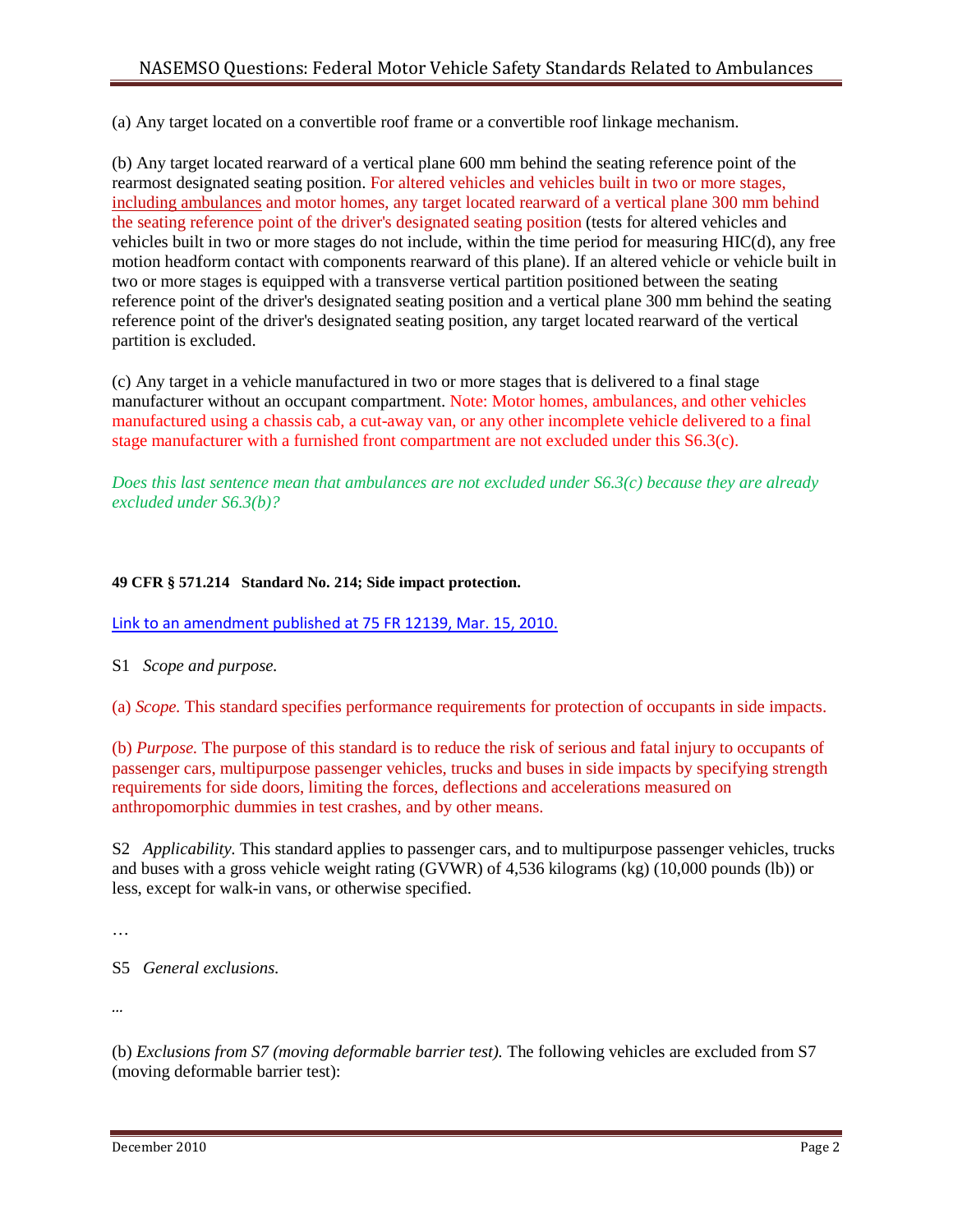(a) Any target located on a convertible roof frame or a convertible roof linkage mechanism.

(b) Any target located rearward of a vertical plane 600 mm behind the seating reference point of the rearmost designated seating position. For altered vehicles and vehicles built in two or more stages, including ambulances and motor homes, any target located rearward of a vertical plane 300 mm behind the seating reference point of the driver's designated seating position (tests for altered vehicles and vehicles built in two or more stages do not include, within the time period for measuring HIC(d), any free motion headform contact with components rearward of this plane). If an altered vehicle or vehicle built in two or more stages is equipped with a transverse vertical partition positioned between the seating reference point of the driver's designated seating position and a vertical plane 300 mm behind the seating reference point of the driver's designated seating position, any target located rearward of the vertical partition is excluded.

(c) Any target in a vehicle manufactured in two or more stages that is delivered to a final stage manufacturer without an occupant compartment. Note: Motor homes, ambulances, and other vehicles manufactured using a chassis cab, a cut-away van, or any other incomplete vehicle delivered to a final stage manufacturer with a furnished front compartment are not excluded under this S6.3(c).

*Does this last sentence mean that ambulances are not excluded under S6.3(c) because they are already excluded under S6.3(b)?*

**49 CFR § 571.214 Standard No. 214; Side impact protection.**

Link to an amendment published at 75 FR 12139, Mar. 15, 2010.

S1 *Scope and purpose.*

(a) *Scope.* This standard specifies performance requirements for protection of occupants in side impacts.

(b) *Purpose.* The purpose of this standard is to reduce the risk of serious and fatal injury to occupants of passenger cars, multipurpose passenger vehicles, trucks and buses in side impacts by specifying strength requirements for side doors, limiting the forces, deflections and accelerations measured on anthropomorphic dummies in test crashes, and by other means.

S2 *Applicability.* This standard applies to passenger cars, and to multipurpose passenger vehicles, trucks and buses with a gross vehicle weight rating (GVWR) of 4,536 kilograms (kg) (10,000 pounds (lb)) or less, except for walk-in vans, or otherwise specified.

…

S5 *General exclusions.*

...

(b) *Exclusions from S7 (moving deformable barrier test).* The following vehicles are excluded from S7 (moving deformable barrier test):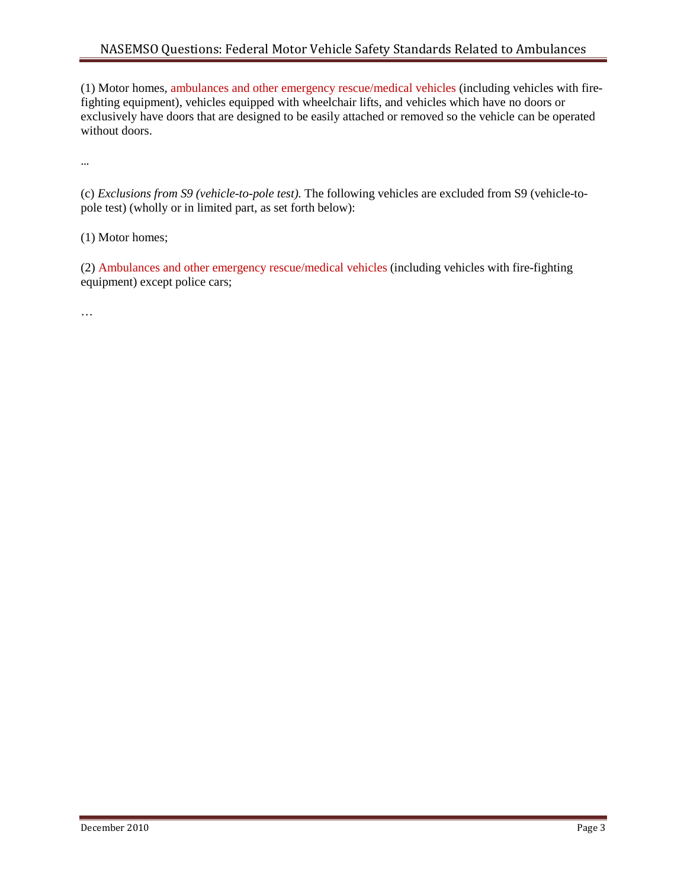(1) Motor homes, ambulances and other emergency rescue/medical vehicles (including vehicles with fire-fighting equipment), vehicles equipped with wheelchair lifts, and vehicles which have no doors or exclusively have doors that are designed to be easily attached or removed so the vehicle can be operated without doors.

...

(c) *Exclusions from S9 (vehicle-to-pole test).* The following vehicles are excluded from S9 (vehicle-to-pole test) (wholly or in limited part, as set forth below):

(1) Motor homes;

(2) Ambulances and other emergency rescue/medical vehicles (including vehicles with fire-fighting equipment) except police cars;

…